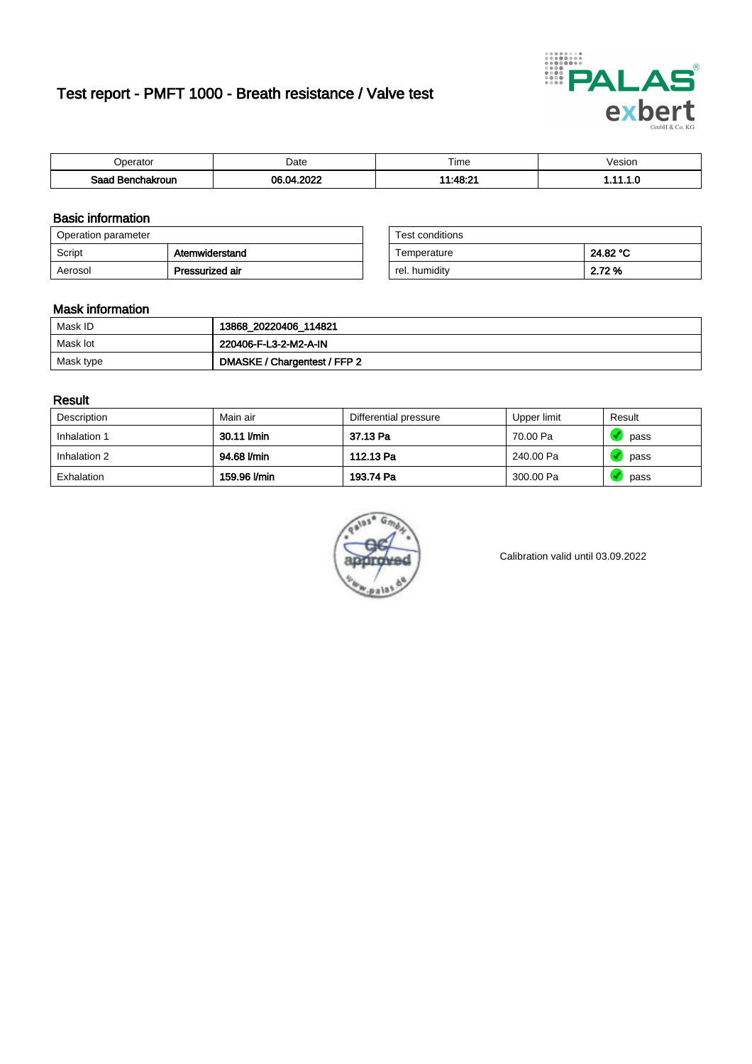# Test report - PMFT 1000 - Breath resistance / Valve test

| Operator | Date | Time | Vesion |
|---|---|---|---|
| **Saad Benchakroun** | **06.04.2022** | **11:48:21** | **1.11.1.0** |

## Basic information

| Operation parameter | |
|---|---|
| Script | **Atemwiderstand** |
| Aerosol | **Pressurized air** |

| Test conditions | |
|---|---|
| Temperature | **24.82 °C** |
| rel. humidity | **2.72 %** |

## Mask information

| | |
|---|---|
| Mask ID | **13868_20220406_114821** |
| Mask lot | **220406-F-L3-2-M2-A-IN** |
| Mask type | **DMASKE / Chargentest / FFP 2** |

## Result

| Description | Main air | Differential pressure | Upper limit | Result |
|---|---|---|---|---|
| Inhalation 1 | **30.11 l/min** | **37.13 Pa** | 70.00 Pa | pass |
| Inhalation 2 | **94.68 l/min** | **112.13 Pa** | 240.00 Pa | pass |
| Exhalation | **159.96 l/min** | **193.74 Pa** | 300.00 Pa | pass |

Calibration valid until 03.09.2022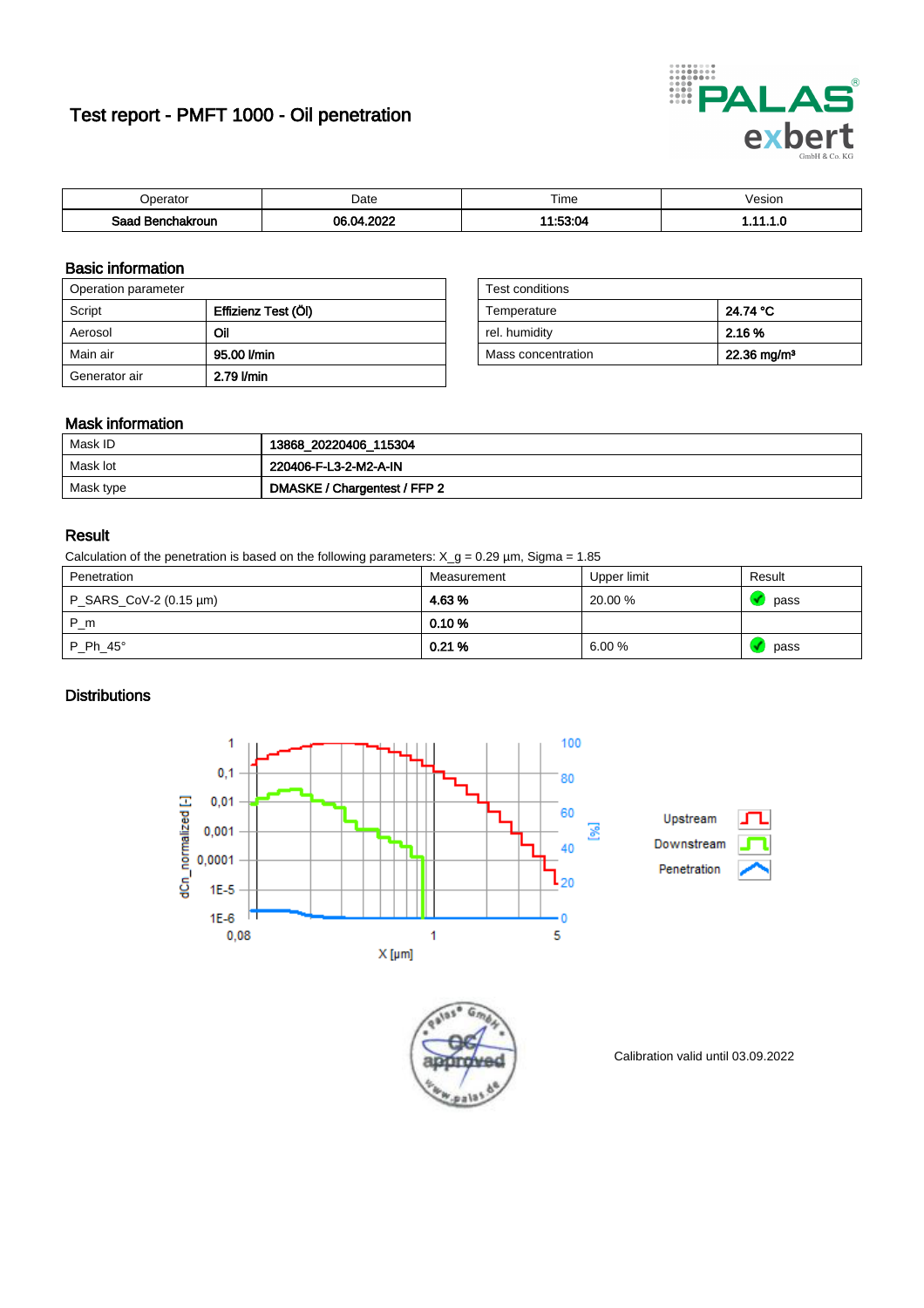# Test report - PMFT 1000 - Oil penetration

PALAS exbert GmbH & Co. KG

| Operator | Date | Time | Vesion |
|---|---|---|---|
| **Saad Benchakroun** | **06.04.2022** | **11:53:04** | **1.11.1.0** |

## Basic information

| Operation parameter | |
|---|---|
| Script | **Effizienz Test (Öl)** |
| Aerosol | **Oil** |
| Main air | **95.00 l/min** |
| Generator air | **2.79 l/min** |

| Test conditions | |
|---|---|
| Temperature | **24.74 °C** |
| rel. humidity | **2.16 %** |
| Mass concentration | **22.36 mg/m³** |

## Mask information

| | |
|---|---|
| Mask ID | **13868_20220406_115304** |
| Mask lot | **220406-F-L3-2-M2-A-IN** |
| Mask type | **DMASKE / Chargentest / FFP 2** |

## Result

Calculation of the penetration is based on the following parameters: X_g = 0.29 µm, Sigma = 1.85

| Penetration | Measurement | Upper limit | Result |
|---|---|---|---|
| P_SARS_CoV-2 (0.15 µm) | **4.63 %** | 20.00 % | pass |
| P_m | **0.10 %** | | |
| P_Ph_45° | **0.21 %** | 6.00 % | pass |

## Distributions

1
0,1
0,01
0,001
0,0001
1E-5
1E-6
dCn_normalized [-]
0,08
1
5
X [µm]
100
80
60
40
20
0
[%]
Upstream
Downstream
Penetration

Palas® GmbH QC approved www.palas.de

Calibration valid until 03.09.2022